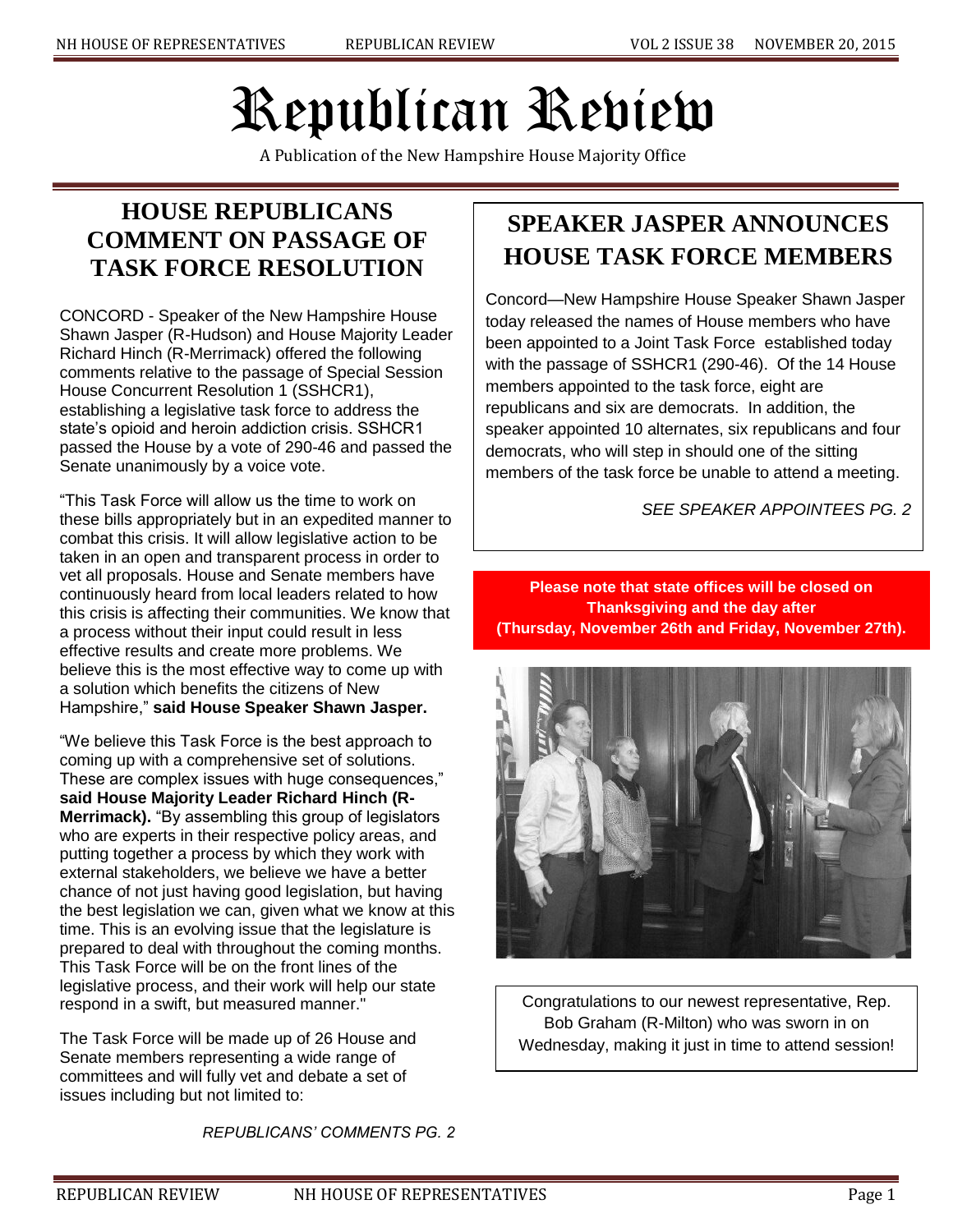# Republican Review

A Publication of the New Hampshire House Majority Office

## HOUSE REPUBLICANS COMMENT ON PASSAGE OF TASK FORCE RESOLUTION

CONCORD - Speaker of the New Hampshire House Shawn Jasper (R-Hudson) and House Majority Leader Richard Hinch (R-Merrimack) offered the following comments relative to the passage of Special Session House Concurrent Resolution 1 (SSHCR1), establishing a legislative task force to address the state's opioid and heroin addiction crisis. SSHCR1 passed the House by a vote of 290-46 and passed the Senate unanimously by a voice vote.

"This Task Force will allow us the time to work on these bills appropriately but in an expedited manner to combat this crisis. It will allow legislative action to be taken in an open and transparent process in order to vet all proposals. House and Senate members have continuously heard from local leaders related to how this crisis is affecting their communities. We know that a process without their input could result in less effective results and create more problems. We believe this is the most effective way to come up with a solution which benefits the citizens of New Hampshire," **said House Speaker Shawn Jasper.**

"We believe this Task Force is the best approach to coming up with a comprehensive set of solutions. These are complex issues with huge consequences," **said House Majority Leader Richard Hinch (R-Merrimack).** "By assembling this group of legislators who are experts in their respective policy areas, and putting together a process by which they work with external stakeholders, we believe we have a better chance of not just having good legislation, but having the best legislation we can, given what we know at this time. This is an evolving issue that the legislature is prepared to deal with throughout the coming months. This Task Force will be on the front lines of the legislative process, and their work will help our state respond in a swift, but measured manner."

The Task Force will be made up of 26 House and Senate members representing a wide range of committees and will fully vet and debate a set of issues including but not limited to:

*REPUBLICANS' COMMENTS PG. 2*

## SPEAKER JASPER ANNOUNCES HOUSE TASK FORCE MEMBERS

Concord—New Hampshire House Speaker Shawn Jasper today released the names of House members who have been appointed to a Joint Task Force established today with the passage of SSHCR1 (290-46). Of the 14 House members appointed to the task force, eight are republicans and six are democrats. In addition, the speaker appointed 10 alternates, six republicans and four democrats, who will step in should one of the sitting members of the task force be unable to attend a meeting.

*SEE SPEAKER APPOINTEES PG. 2*

**Please note that state offices will be closed on Thanksgiving and the day after (Thursday, November 26th and Friday, November 27th).**

Congratulations to our newest representative, Rep. Bob Graham (R-Milton) who was sworn in on Wednesday, making it just in time to attend session!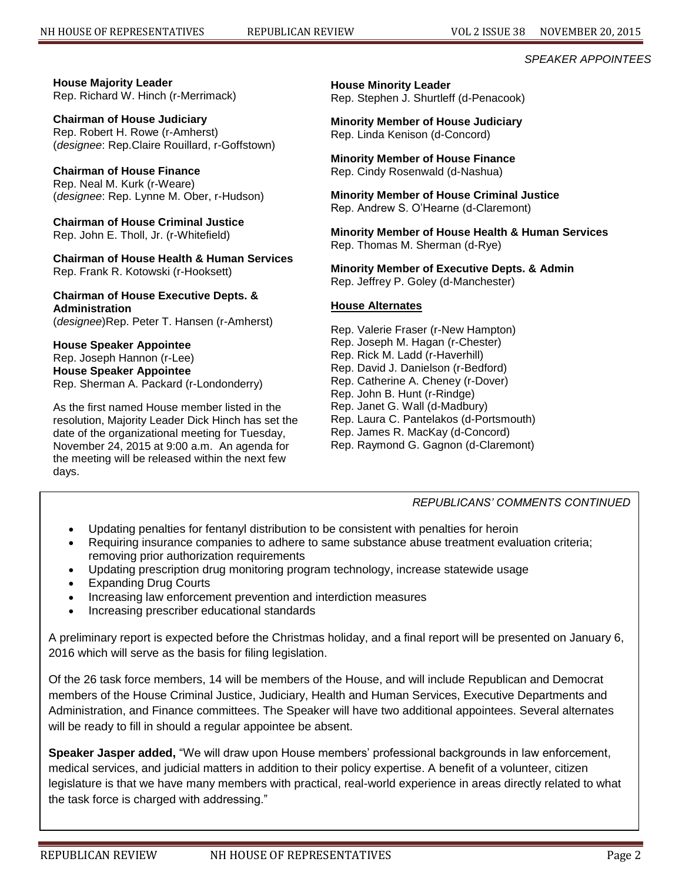*SPEAKER APPOINTEES*

**House Majority Leader**
Rep. Richard W. Hinch (r-Merrimack)

**Chairman of House Judiciary**
Rep. Robert H. Rowe (r-Amherst)
(*designee*: Rep.Claire Rouillard, r-Goffstown)

**Chairman of House Finance**
Rep. Neal M. Kurk (r-Weare)
(*designee*: Rep. Lynne M. Ober, r-Hudson)

**Chairman of House Criminal Justice**
Rep. John E. Tholl, Jr. (r-Whitefield)

**Chairman of House Health & Human Services**
Rep. Frank R. Kotowski (r-Hooksett)

**Chairman of House Executive Depts. & Administration**
(*designee*)Rep. Peter T. Hansen (r-Amherst)

**House Speaker Appointee**
Rep. Joseph Hannon (r-Lee)
**House Speaker Appointee**
Rep. Sherman A. Packard (r-Londonderry)

As the first named House member listed in the resolution, Majority Leader Dick Hinch has set the date of the organizational meeting for Tuesday, November 24, 2015 at 9:00 a.m. An agenda for the meeting will be released within the next few days.

**House Minority Leader**
Rep. Stephen J. Shurtleff (d-Penacook)

**Minority Member of House Judiciary**
Rep. Linda Kenison (d-Concord)

**Minority Member of House Finance**
Rep. Cindy Rosenwald (d-Nashua)

**Minority Member of House Criminal Justice**
Rep. Andrew S. O'Hearne (d-Claremont)

**Minority Member of House Health & Human Services**
Rep. Thomas M. Sherman (d-Rye)

**Minority Member of Executive Depts. & Admin**
Rep. Jeffrey P. Goley (d-Manchester)

**House Alternates**

Rep. Valerie Fraser (r-New Hampton)
Rep. Joseph M. Hagan (r-Chester)
Rep. Rick M. Ladd (r-Haverhill)
Rep. David J. Danielson (r-Bedford)
Rep. Catherine A. Cheney (r-Dover)
Rep. John B. Hunt (r-Rindge)
Rep. Janet G. Wall (d-Madbury)
Rep. Laura C. Pantelakos (d-Portsmouth)
Rep. James R. MacKay (d-Concord)
Rep. Raymond G. Gagnon (d-Claremont)

*REPUBLICANS' COMMENTS CONTINUED*

- Updating penalties for fentanyl distribution to be consistent with penalties for heroin
- Requiring insurance companies to adhere to same substance abuse treatment evaluation criteria; removing prior authorization requirements
- Updating prescription drug monitoring program technology, increase statewide usage
- Expanding Drug Courts
- Increasing law enforcement prevention and interdiction measures
- Increasing prescriber educational standards

A preliminary report is expected before the Christmas holiday, and a final report will be presented on January 6, 2016 which will serve as the basis for filing legislation.

Of the 26 task force members, 14 will be members of the House, and will include Republican and Democrat members of the House Criminal Justice, Judiciary, Health and Human Services, Executive Departments and Administration, and Finance committees. The Speaker will have two additional appointees. Several alternates will be ready to fill in should a regular appointee be absent.

**Speaker Jasper added,** "We will draw upon House members' professional backgrounds in law enforcement, medical services, and judicial matters in addition to their policy expertise. A benefit of a volunteer, citizen legislature is that we have many members with practical, real-world experience in areas directly related to what the task force is charged with addressing."